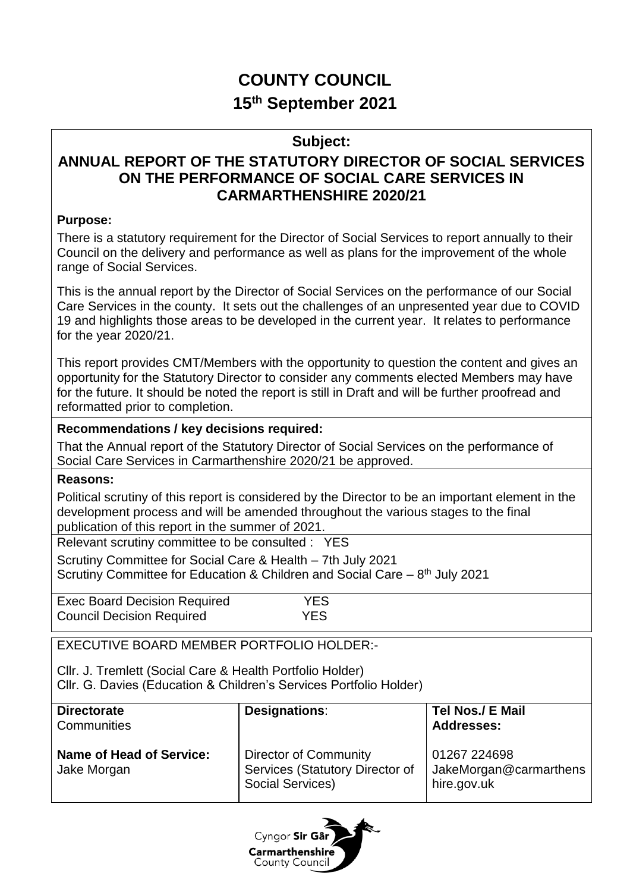# COUNTY COUNCIL

## 15th September 2021

**Subject:**

**ANNUAL REPORT OF THE STATUTORY DIRECTOR OF SOCIAL SERVICES ON THE PERFORMANCE OF SOCIAL CARE SERVICES IN CARMARTHENSHIRE 2020/21**

**Purpose:**

There is a statutory requirement for the Director of Social Services to report annually to their Council on the delivery and performance as well as plans for the improvement of the whole range of Social Services.

This is the annual report by the Director of Social Services on the performance of our Social Care Services in the county. It sets out the challenges of an unpresented year due to COVID 19 and highlights those areas to be developed in the current year. It relates to performance for the year 2020/21.

This report provides CMT/Members with the opportunity to question the content and gives an opportunity for the Statutory Director to consider any comments elected Members may have for the future. It should be noted the report is still in Draft and will be further proofread and reformatted prior to completion.

**Recommendations / key decisions required:**

That the Annual report of the Statutory Director of Social Services on the performance of Social Care Services in Carmarthenshire 2020/21 be approved.

**Reasons:**

Political scrutiny of this report is considered by the Director to be an important element in the development process and will be amended throughout the various stages to the final publication of this report in the summer of 2021.

Relevant scrutiny committee to be consulted : YES

Scrutiny Committee for Social Care & Health – 7th July 2021
Scrutiny Committee for Education & Children and Social Care – 8th July 2021

Exec Board Decision Required YES
Council Decision Required YES

EXECUTIVE BOARD MEMBER PORTFOLIO HOLDER:-

Cllr. J. Tremlett (Social Care & Health Portfolio Holder)
Cllr. G. Davies (Education & Children's Services Portfolio Holder)

| **Directorate** Communities | **Designations**: | **Tel Nos./ E Mail Addresses:** |
|---|---|---|
| **Name of Head of Service:** Jake Morgan | Director of Community Services (Statutory Director of Social Services) | 01267 224698 JakeMorgan@carmarthenshire.gov.uk |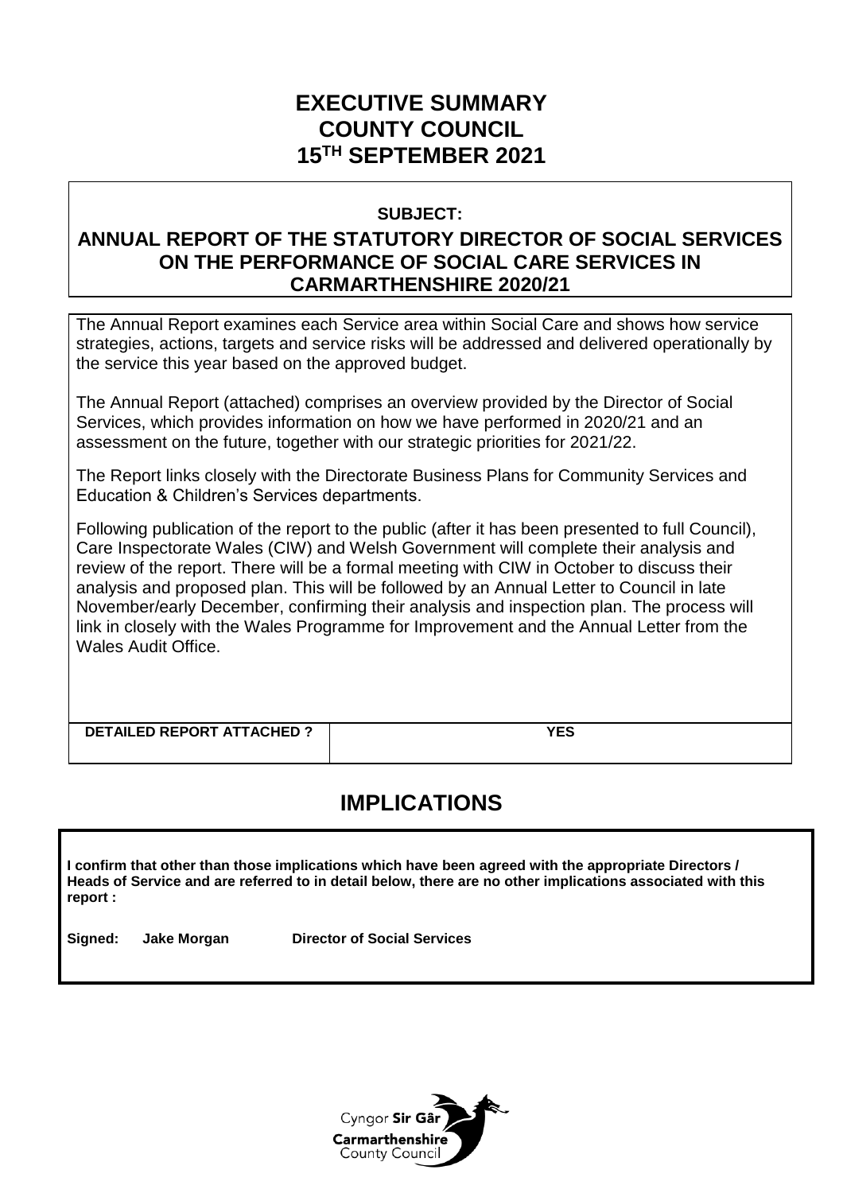# EXECUTIVE SUMMARY
# COUNTY COUNCIL
# 15TH SEPTEMBER 2021

**SUBJECT:**

**ANNUAL REPORT OF THE STATUTORY DIRECTOR OF SOCIAL SERVICES ON THE PERFORMANCE OF SOCIAL CARE SERVICES IN CARMARTHENSHIRE 2020/21**

The Annual Report examines each Service area within Social Care and shows how service strategies, actions, targets and service risks will be addressed and delivered operationally by the service this year based on the approved budget.

The Annual Report (attached) comprises an overview provided by the Director of Social Services, which provides information on how we have performed in 2020/21 and an assessment on the future, together with our strategic priorities for 2021/22.

The Report links closely with the Directorate Business Plans for Community Services and Education & Children's Services departments.

Following publication of the report to the public (after it has been presented to full Council), Care Inspectorate Wales (CIW) and Welsh Government will complete their analysis and review of the report. There will be a formal meeting with CIW in October to discuss their analysis and proposed plan. This will be followed by an Annual Letter to Council in late November/early December, confirming their analysis and inspection plan. The process will link in closely with the Wales Programme for Improvement and the Annual Letter from the Wales Audit Office.

| **DETAILED REPORT ATTACHED ?** | **YES** |
|---|---|

## IMPLICATIONS

**I confirm that other than those implications which have been agreed with the appropriate Directors / Heads of Service and are referred to in detail below, there are no other implications associated with this report :**

**Signed: Jake Morgan Director of Social Services**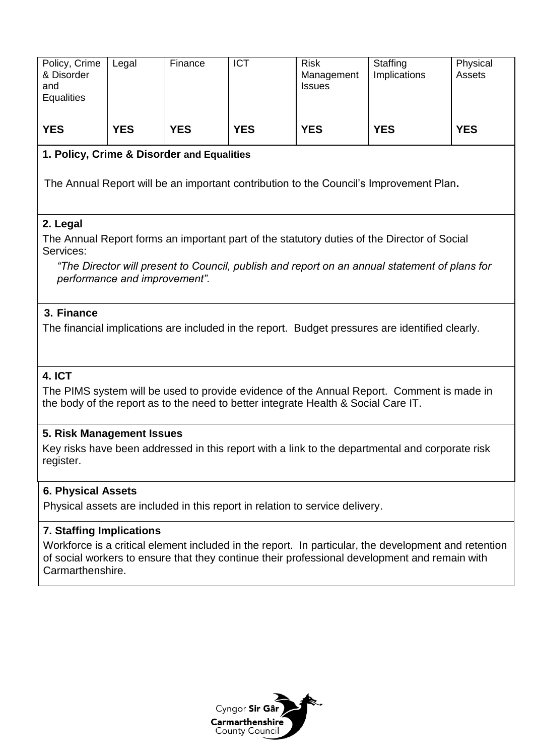| Policy, Crime & Disorder and Equalities | Legal | Finance | ICT | Risk Management Issues | Staffing Implications | Physical Assets |
|---|---|---|---|---|---|---|
| **YES** | **YES** | **YES** | **YES** | **YES** | **YES** | **YES** |

**1. Policy, Crime & Disorder and Equalities**

The Annual Report will be an important contribution to the Council's Improvement Plan**.**

**2. Legal**

The Annual Report forms an important part of the statutory duties of the Director of Social Services:

> *"The Director will present to Council, publish and report on an annual statement of plans for performance and improvement".*

**3. Finance**

The financial implications are included in the report. Budget pressures are identified clearly.

**4. ICT**

The PIMS system will be used to provide evidence of the Annual Report. Comment is made in the body of the report as to the need to better integrate Health & Social Care IT.

**5. Risk Management Issues**

Key risks have been addressed in this report with a link to the departmental and corporate risk register.

**6. Physical Assets**

Physical assets are included in this report in relation to service delivery.

**7. Staffing Implications**

Workforce is a critical element included in the report. In particular, the development and retention of social workers to ensure that they continue their professional development and remain with Carmarthenshire.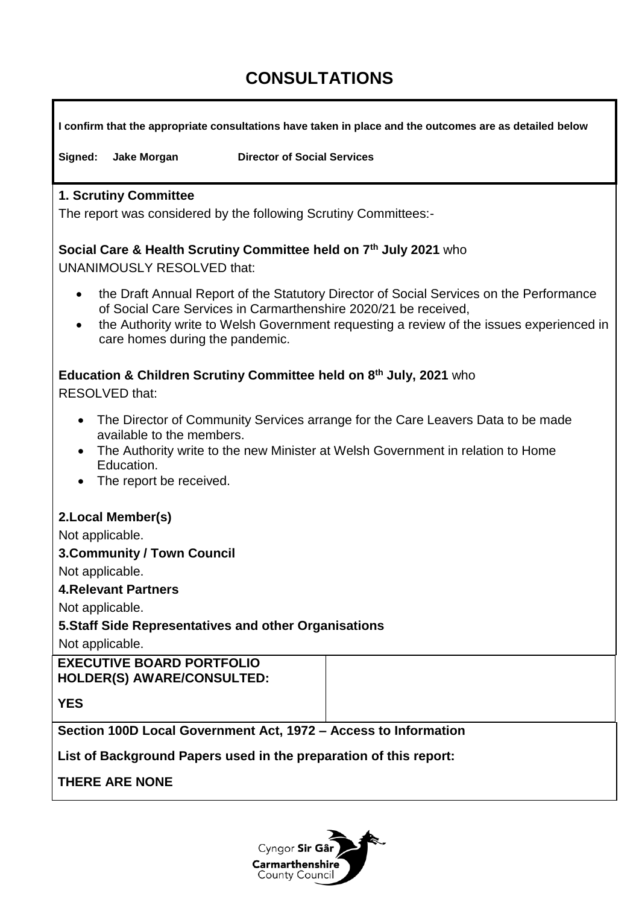# CONSULTATIONS

**I confirm that the appropriate consultations have taken in place and the outcomes are as detailed below**

**Signed: Jake Morgan Director of Social Services**

**1. Scrutiny Committee**

The report was considered by the following Scrutiny Committees:-

**Social Care & Health Scrutiny Committee held on 7th July 2021** who UNANIMOUSLY RESOLVED that:

- the Draft Annual Report of the Statutory Director of Social Services on the Performance of Social Care Services in Carmarthenshire 2020/21 be received,
- the Authority write to Welsh Government requesting a review of the issues experienced in care homes during the pandemic.

**Education & Children Scrutiny Committee held on 8th July, 2021** who RESOLVED that:

- The Director of Community Services arrange for the Care Leavers Data to be made available to the members.
- The Authority write to the new Minister at Welsh Government in relation to Home Education.
- The report be received.

**2.Local Member(s)**

Not applicable.

**3.Community / Town Council**

Not applicable.

**4.Relevant Partners**

Not applicable.

**5.Staff Side Representatives and other Organisations**

Not applicable.

| | |
|---|---|
| **EXECUTIVE BOARD PORTFOLIO HOLDER(S) AWARE/CONSULTED:** **YES** | |

**Section 100D Local Government Act, 1972 – Access to Information**

**List of Background Papers used in the preparation of this report:**

**THERE ARE NONE**

Cyngor **Sir Gâr**
**Carmarthenshire**
County Council